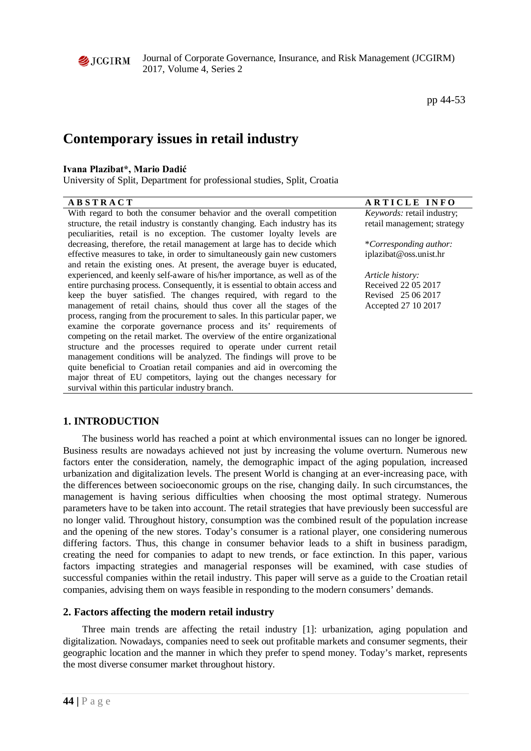# Contemporary issues in retail industry

**Ivana Plazibat*, Mario Dadić**

University of Split, Department for professional studies, Split, Croatia

**ABSTRACT**

With regard to both the consumer behavior and the overall competition structure, the retail industry is constantly changing. Each industry has its peculiarities, retail is no exception. The customer loyalty levels are decreasing, therefore, the retail management at large has to decide which effective measures to take, in order to simultaneously gain new customers and retain the existing ones. At present, the average buyer is educated, experienced, and keenly self-aware of his/her importance, as well as of the entire purchasing process. Consequently, it is essential to obtain access and keep the buyer satisfied. The changes required, with regard to the management of retail chains, should thus cover all the stages of the process, ranging from the procurement to sales. In this particular paper, we examine the corporate governance process and its' requirements of competing on the retail market. The overview of the entire organizational structure and the processes required to operate under current retail management conditions will be analyzed. The findings will prove to be quite beneficial to Croatian retail companies and aid in overcoming the major threat of EU competitors, laying out the changes necessary for survival within this particular industry branch.

**ARTICLE INFO**

*Keywords:* retail industry; retail management; strategy

**Corresponding author:* iplazibat@oss.unist.hr

*Article history:*
Received 22 05 2017
Revised 25 06 2017
Accepted 27 10 2017

## 1. INTRODUCTION

The business world has reached a point at which environmental issues can no longer be ignored. Business results are nowadays achieved not just by increasing the volume overturn. Numerous new factors enter the consideration, namely, the demographic impact of the aging population, increased urbanization and digitalization levels. The present World is changing at an ever-increasing pace, with the differences between socioeconomic groups on the rise, changing daily. In such circumstances, the management is having serious difficulties when choosing the most optimal strategy. Numerous parameters have to be taken into account. The retail strategies that have previously been successful are no longer valid. Throughout history, consumption was the combined result of the population increase and the opening of the new stores. Today's consumer is a rational player, one considering numerous differing factors. Thus, this change in consumer behavior leads to a shift in business paradigm, creating the need for companies to adapt to new trends, or face extinction. In this paper, various factors impacting strategies and managerial responses will be examined, with case studies of successful companies within the retail industry. This paper will serve as a guide to the Croatian retail companies, advising them on ways feasible in responding to the modern consumers' demands.

## 2. Factors affecting the modern retail industry

Three main trends are affecting the retail industry [1]: urbanization, aging population and digitalization. Nowadays, companies need to seek out profitable markets and consumer segments, their geographic location and the manner in which they prefer to spend money. Today's market, represents the most diverse consumer market throughout history.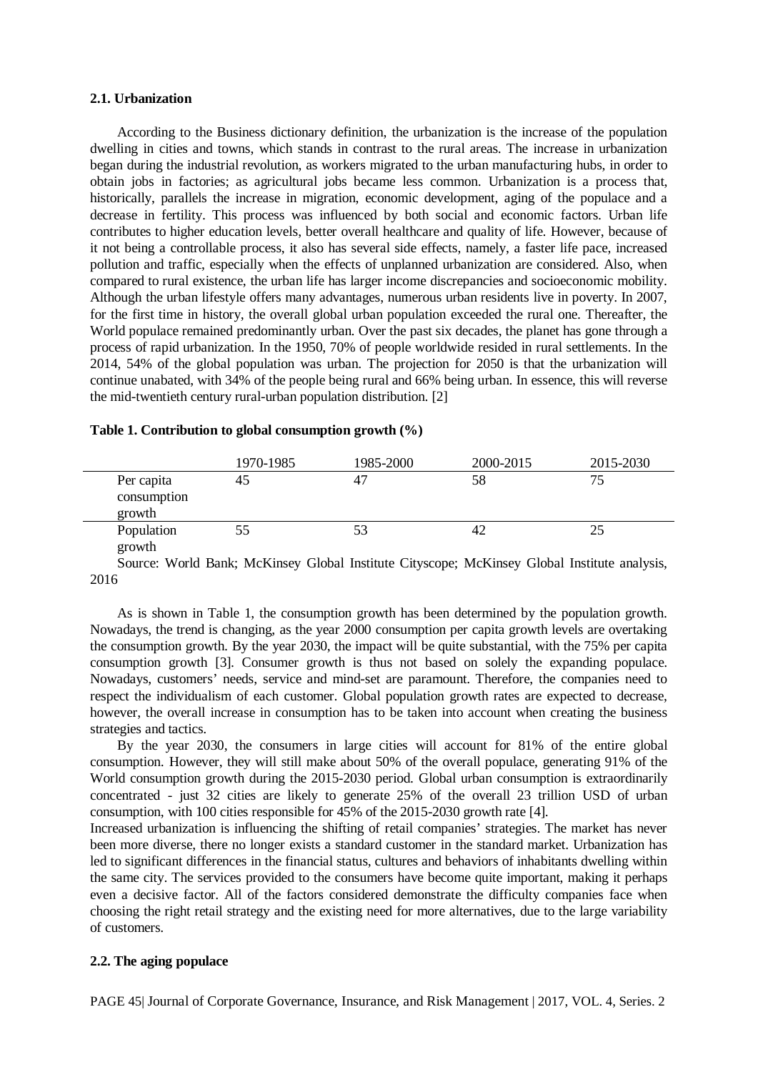### 2.1. Urbanization

According to the Business dictionary definition, the urbanization is the increase of the population dwelling in cities and towns, which stands in contrast to the rural areas. The increase in urbanization began during the industrial revolution, as workers migrated to the urban manufacturing hubs, in order to obtain jobs in factories; as agricultural jobs became less common. Urbanization is a process that, historically, parallels the increase in migration, economic development, aging of the populace and a decrease in fertility. This process was influenced by both social and economic factors. Urban life contributes to higher education levels, better overall healthcare and quality of life. However, because of it not being a controllable process, it also has several side effects, namely, a faster life pace, increased pollution and traffic, especially when the effects of unplanned urbanization are considered. Also, when compared to rural existence, the urban life has larger income discrepancies and socioeconomic mobility. Although the urban lifestyle offers many advantages, numerous urban residents live in poverty. In 2007, for the first time in history, the overall global urban population exceeded the rural one. Thereafter, the World populace remained predominantly urban. Over the past six decades, the planet has gone through a process of rapid urbanization. In the 1950, 70% of people worldwide resided in rural settlements. In the 2014, 54% of the global population was urban. The projection for 2050 is that the urbanization will continue unabated, with 34% of the people being rural and 66% being urban. In essence, this will reverse the mid-twentieth century rural-urban population distribution. [2]

**Table 1. Contribution to global consumption growth (%)**

| | 1970-1985 | 1985-2000 | 2000-2015 | 2015-2030 |
|---|---|---|---|---|
| Per capita consumption growth | 45 | 47 | 58 | 75 |
| Population growth | 55 | 53 | 42 | 25 |

Source: World Bank; McKinsey Global Institute Cityscope; McKinsey Global Institute analysis, 2016

As is shown in Table 1, the consumption growth has been determined by the population growth. Nowadays, the trend is changing, as the year 2000 consumption per capita growth levels are overtaking the consumption growth. By the year 2030, the impact will be quite substantial, with the 75% per capita consumption growth [3]. Consumer growth is thus not based on solely the expanding populace. Nowadays, customers' needs, service and mind-set are paramount. Therefore, the companies need to respect the individualism of each customer. Global population growth rates are expected to decrease, however, the overall increase in consumption has to be taken into account when creating the business strategies and tactics.

By the year 2030, the consumers in large cities will account for 81% of the entire global consumption. However, they will still make about 50% of the overall populace, generating 91% of the World consumption growth during the 2015-2030 period. Global urban consumption is extraordinarily concentrated - just 32 cities are likely to generate 25% of the overall 23 trillion USD of urban consumption, with 100 cities responsible for 45% of the 2015-2030 growth rate [4].

Increased urbanization is influencing the shifting of retail companies' strategies. The market has never been more diverse, there no longer exists a standard customer in the standard market. Urbanization has led to significant differences in the financial status, cultures and behaviors of inhabitants dwelling within the same city. The services provided to the consumers have become quite important, making it perhaps even a decisive factor. All of the factors considered demonstrate the difficulty companies face when choosing the right retail strategy and the existing need for more alternatives, due to the large variability of customers.

### 2.2. The aging populace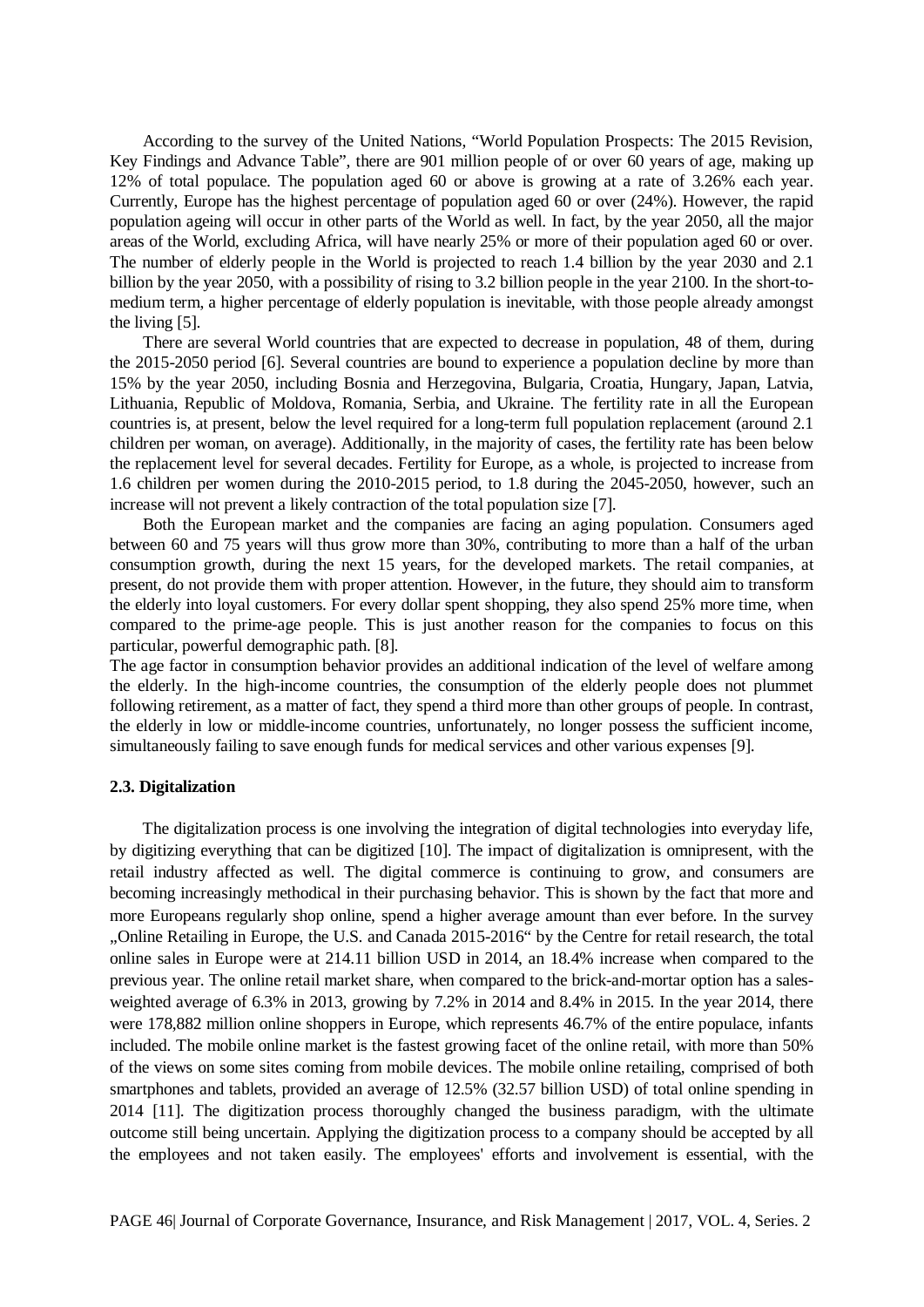According to the survey of the United Nations, "World Population Prospects: The 2015 Revision, Key Findings and Advance Table", there are 901 million people of or over 60 years of age, making up 12% of total populace. The population aged 60 or above is growing at a rate of 3.26% each year. Currently, Europe has the highest percentage of population aged 60 or over (24%). However, the rapid population ageing will occur in other parts of the World as well. In fact, by the year 2050, all the major areas of the World, excluding Africa, will have nearly 25% or more of their population aged 60 or over. The number of elderly people in the World is projected to reach 1.4 billion by the year 2030 and 2.1 billion by the year 2050, with a possibility of rising to 3.2 billion people in the year 2100. In the short-to-medium term, a higher percentage of elderly population is inevitable, with those people already amongst the living [5].

There are several World countries that are expected to decrease in population, 48 of them, during the 2015-2050 period [6]. Several countries are bound to experience a population decline by more than 15% by the year 2050, including Bosnia and Herzegovina, Bulgaria, Croatia, Hungary, Japan, Latvia, Lithuania, Republic of Moldova, Romania, Serbia, and Ukraine. The fertility rate in all the European countries is, at present, below the level required for a long-term full population replacement (around 2.1 children per woman, on average). Additionally, in the majority of cases, the fertility rate has been below the replacement level for several decades. Fertility for Europe, as a whole, is projected to increase from 1.6 children per women during the 2010-2015 period, to 1.8 during the 2045-2050, however, such an increase will not prevent a likely contraction of the total population size [7].

Both the European market and the companies are facing an aging population. Consumers aged between 60 and 75 years will thus grow more than 30%, contributing to more than a half of the urban consumption growth, during the next 15 years, for the developed markets. The retail companies, at present, do not provide them with proper attention. However, in the future, they should aim to transform the elderly into loyal customers. For every dollar spent shopping, they also spend 25% more time, when compared to the prime-age people. This is just another reason for the companies to focus on this particular, powerful demographic path. [8].

The age factor in consumption behavior provides an additional indication of the level of welfare among the elderly. In the high-income countries, the consumption of the elderly people does not plummet following retirement, as a matter of fact, they spend a third more than other groups of people. In contrast, the elderly in low or middle-income countries, unfortunately, no longer possess the sufficient income, simultaneously failing to save enough funds for medical services and other various expenses [9].

### 2.3. Digitalization

The digitalization process is one involving the integration of digital technologies into everyday life, by digitizing everything that can be digitized [10]. The impact of digitalization is omnipresent, with the retail industry affected as well. The digital commerce is continuing to grow, and consumers are becoming increasingly methodical in their purchasing behavior. This is shown by the fact that more and more Europeans regularly shop online, spend a higher average amount than ever before. In the survey „Online Retailing in Europe, the U.S. and Canada 2015-2016" by the Centre for retail research, the total online sales in Europe were at 214.11 billion USD in 2014, an 18.4% increase when compared to the previous year. The online retail market share, when compared to the brick-and-mortar option has a sales-weighted average of 6.3% in 2013, growing by 7.2% in 2014 and 8.4% in 2015. In the year 2014, there were 178,882 million online shoppers in Europe, which represents 46.7% of the entire populace, infants included. The mobile online market is the fastest growing facet of the online retail, with more than 50% of the views on some sites coming from mobile devices. The mobile online retailing, comprised of both smartphones and tablets, provided an average of 12.5% (32.57 billion USD) of total online spending in 2014 [11]. The digitization process thoroughly changed the business paradigm, with the ultimate outcome still being uncertain. Applying the digitization process to a company should be accepted by all the employees and not taken easily. The employees' efforts and involvement is essential, with the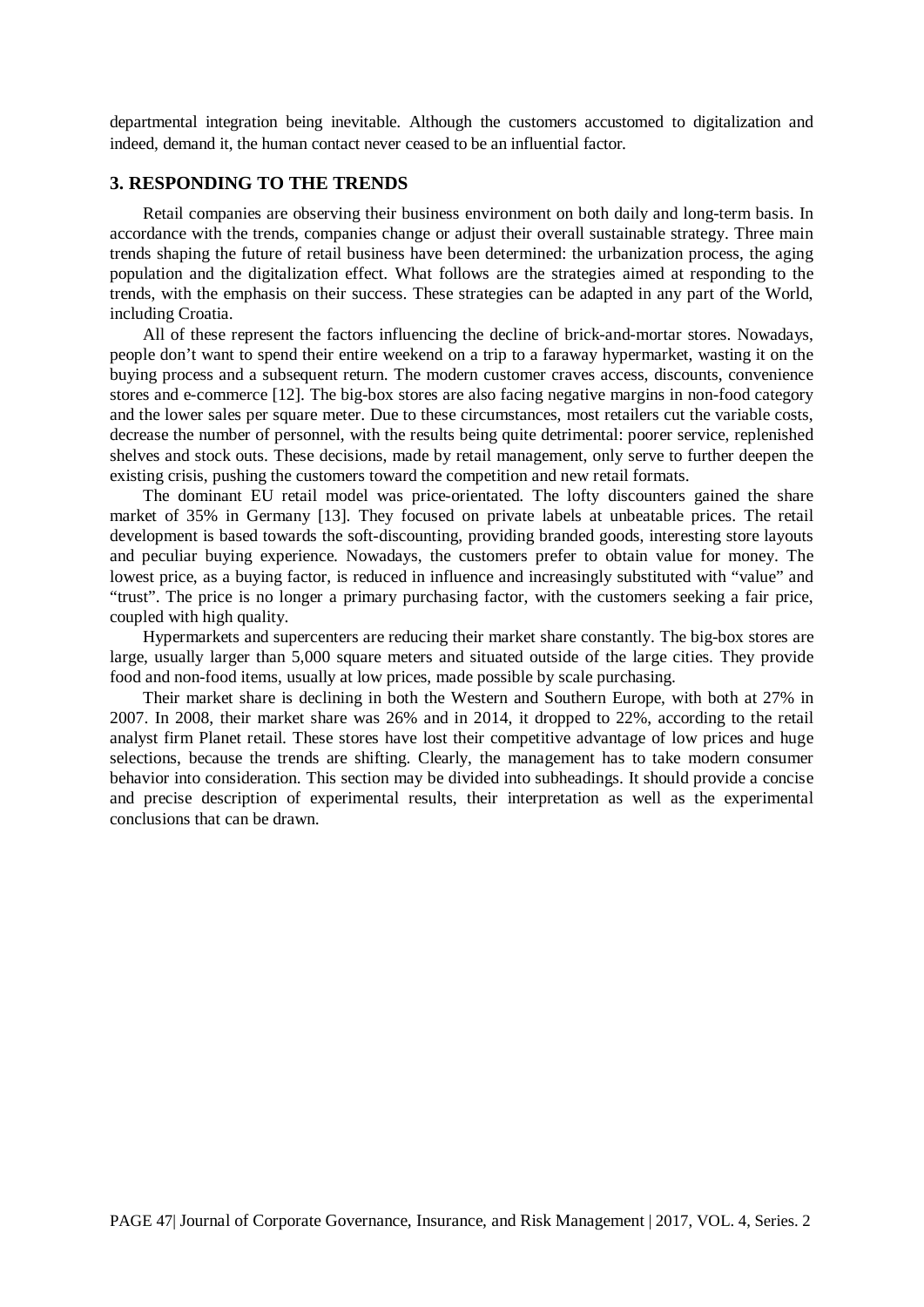departmental integration being inevitable. Although the customers accustomed to digitalization and indeed, demand it, the human contact never ceased to be an influential factor.

## 3. RESPONDING TO THE TRENDS

Retail companies are observing their business environment on both daily and long-term basis. In accordance with the trends, companies change or adjust their overall sustainable strategy. Three main trends shaping the future of retail business have been determined: the urbanization process, the aging population and the digitalization effect. What follows are the strategies aimed at responding to the trends, with the emphasis on their success. These strategies can be adapted in any part of the World, including Croatia.

All of these represent the factors influencing the decline of brick-and-mortar stores. Nowadays, people don't want to spend their entire weekend on a trip to a faraway hypermarket, wasting it on the buying process and a subsequent return. The modern customer craves access, discounts, convenience stores and e-commerce [12]. The big-box stores are also facing negative margins in non-food category and the lower sales per square meter. Due to these circumstances, most retailers cut the variable costs, decrease the number of personnel, with the results being quite detrimental: poorer service, replenished shelves and stock outs. These decisions, made by retail management, only serve to further deepen the existing crisis, pushing the customers toward the competition and new retail formats.

The dominant EU retail model was price-orientated. The lofty discounters gained the share market of 35% in Germany [13]. They focused on private labels at unbeatable prices. The retail development is based towards the soft-discounting, providing branded goods, interesting store layouts and peculiar buying experience. Nowadays, the customers prefer to obtain value for money. The lowest price, as a buying factor, is reduced in influence and increasingly substituted with "value" and "trust". The price is no longer a primary purchasing factor, with the customers seeking a fair price, coupled with high quality.

Hypermarkets and supercenters are reducing their market share constantly. The big-box stores are large, usually larger than 5,000 square meters and situated outside of the large cities. They provide food and non-food items, usually at low prices, made possible by scale purchasing.

Their market share is declining in both the Western and Southern Europe, with both at 27% in 2007. In 2008, their market share was 26% and in 2014, it dropped to 22%, according to the retail analyst firm Planet retail. These stores have lost their competitive advantage of low prices and huge selections, because the trends are shifting. Clearly, the management has to take modern consumer behavior into consideration. This section may be divided into subheadings. It should provide a concise and precise description of experimental results, their interpretation as well as the experimental conclusions that can be drawn.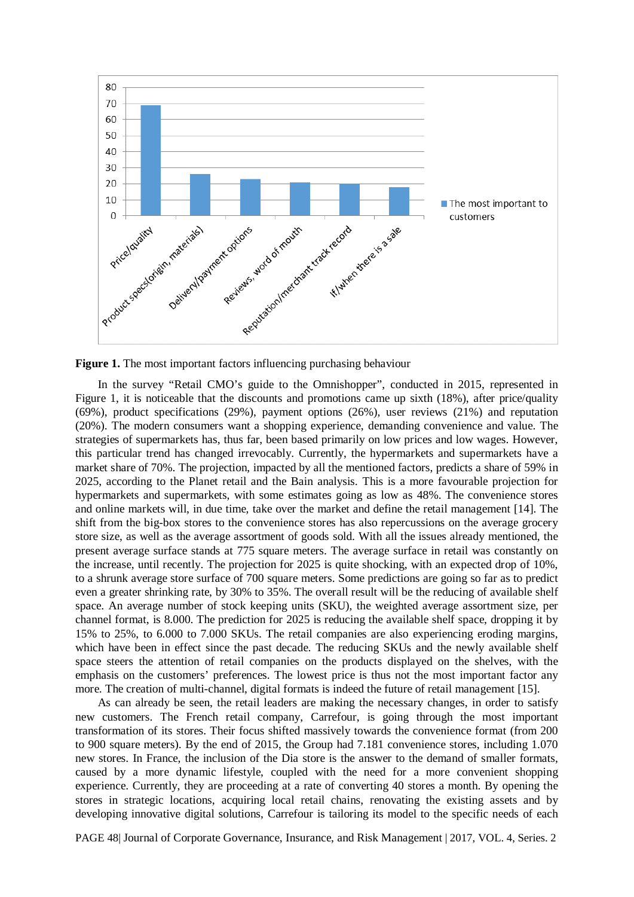**Figure 1.** The most important factors influencing purchasing behaviour

In the survey "Retail CMO's guide to the Omnishopper", conducted in 2015, represented in Figure 1, it is noticeable that the discounts and promotions came up sixth (18%), after price/quality (69%), product specifications (29%), payment options (26%), user reviews (21%) and reputation (20%). The modern consumers want a shopping experience, demanding convenience and value. The strategies of supermarkets has, thus far, been based primarily on low prices and low wages. However, this particular trend has changed irrevocably. Currently, the hypermarkets and supermarkets have a market share of 70%. The projection, impacted by all the mentioned factors, predicts a share of 59% in 2025, according to the Planet retail and the Bain analysis. This is a more favourable projection for hypermarkets and supermarkets, with some estimates going as low as 48%. The convenience stores and online markets will, in due time, take over the market and define the retail management [14]. The shift from the big-box stores to the convenience stores has also repercussions on the average grocery store size, as well as the average assortment of goods sold. With all the issues already mentioned, the present average surface stands at 775 square meters. The average surface in retail was constantly on the increase, until recently. The projection for 2025 is quite shocking, with an expected drop of 10%, to a shrunk average store surface of 700 square meters. Some predictions are going so far as to predict even a greater shrinking rate, by 30% to 35%. The overall result will be the reducing of available shelf space. An average number of stock keeping units (SKU), the weighted average assortment size, per channel format, is 8.000. The prediction for 2025 is reducing the available shelf space, dropping it by 15% to 25%, to 6.000 to 7.000 SKUs. The retail companies are also experiencing eroding margins, which have been in effect since the past decade. The reducing SKUs and the newly available shelf space steers the attention of retail companies on the products displayed on the shelves, with the emphasis on the customers' preferences. The lowest price is thus not the most important factor any more. The creation of multi-channel, digital formats is indeed the future of retail management [15].

As can already be seen, the retail leaders are making the necessary changes, in order to satisfy new customers. The French retail company, Carrefour, is going through the most important transformation of its stores. Their focus shifted massively towards the convenience format (from 200 to 900 square meters). By the end of 2015, the Group had 7.181 convenience stores, including 1.070 new stores. In France, the inclusion of the Dia store is the answer to the demand of smaller formats, caused by a more dynamic lifestyle, coupled with the need for a more convenient shopping experience. Currently, they are proceeding at a rate of converting 40 stores a month. By opening the stores in strategic locations, acquiring local retail chains, renovating the existing assets and by developing innovative digital solutions, Carrefour is tailoring its model to the specific needs of each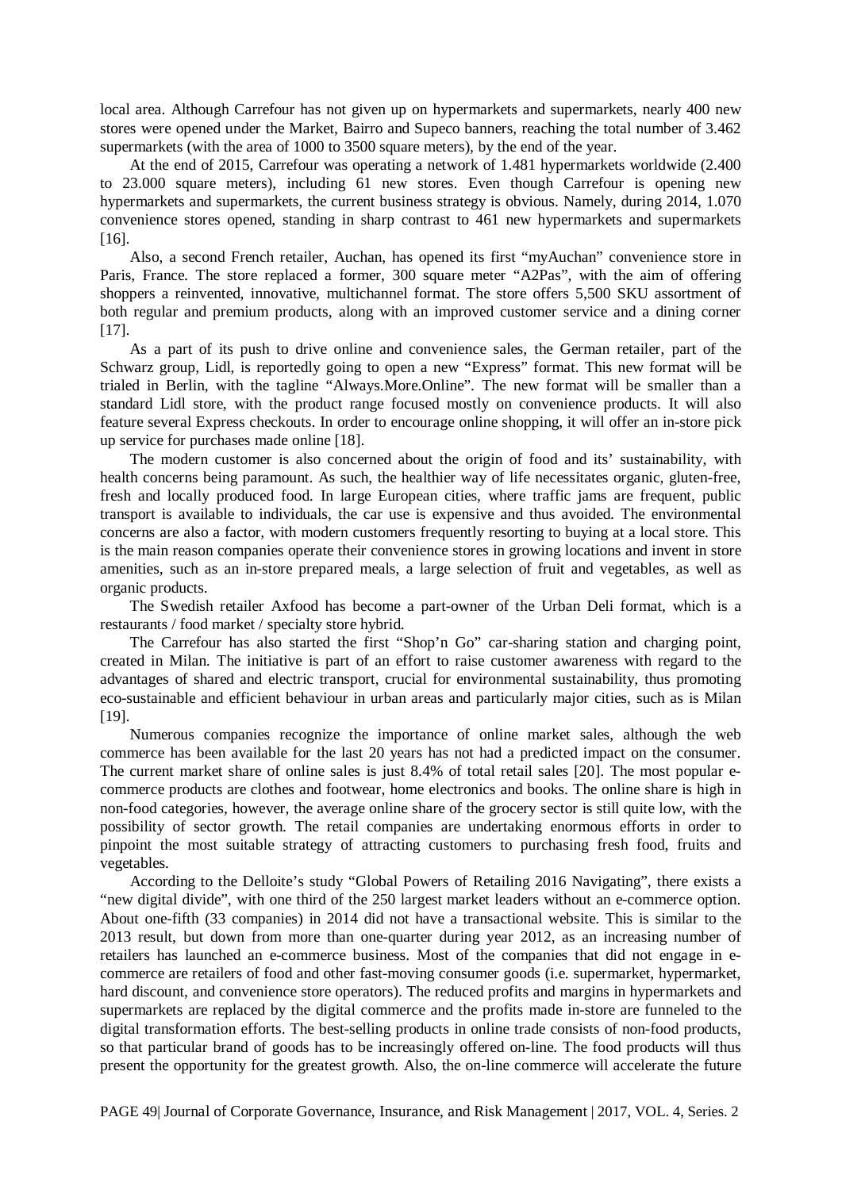local area. Although Carrefour has not given up on hypermarkets and supermarkets, nearly 400 new stores were opened under the Market, Bairro and Supeco banners, reaching the total number of 3.462 supermarkets (with the area of 1000 to 3500 square meters), by the end of the year.

At the end of 2015, Carrefour was operating a network of 1.481 hypermarkets worldwide (2.400 to 23.000 square meters), including 61 new stores. Even though Carrefour is opening new hypermarkets and supermarkets, the current business strategy is obvious. Namely, during 2014, 1.070 convenience stores opened, standing in sharp contrast to 461 new hypermarkets and supermarkets [16].

Also, a second French retailer, Auchan, has opened its first "myAuchan" convenience store in Paris, France. The store replaced a former, 300 square meter "A2Pas", with the aim of offering shoppers a reinvented, innovative, multichannel format. The store offers 5,500 SKU assortment of both regular and premium products, along with an improved customer service and a dining corner [17].

As a part of its push to drive online and convenience sales, the German retailer, part of the Schwarz group, Lidl, is reportedly going to open a new "Express" format. This new format will be trialed in Berlin, with the tagline "Always.More.Online". The new format will be smaller than a standard Lidl store, with the product range focused mostly on convenience products. It will also feature several Express checkouts. In order to encourage online shopping, it will offer an in-store pick up service for purchases made online [18].

The modern customer is also concerned about the origin of food and its' sustainability, with health concerns being paramount. As such, the healthier way of life necessitates organic, gluten-free, fresh and locally produced food. In large European cities, where traffic jams are frequent, public transport is available to individuals, the car use is expensive and thus avoided. The environmental concerns are also a factor, with modern customers frequently resorting to buying at a local store. This is the main reason companies operate their convenience stores in growing locations and invent in store amenities, such as an in-store prepared meals, a large selection of fruit and vegetables, as well as organic products.

The Swedish retailer Axfood has become a part-owner of the Urban Deli format, which is a restaurants / food market / specialty store hybrid.

The Carrefour has also started the first "Shop'n Go" car-sharing station and charging point, created in Milan. The initiative is part of an effort to raise customer awareness with regard to the advantages of shared and electric transport, crucial for environmental sustainability, thus promoting eco-sustainable and efficient behaviour in urban areas and particularly major cities, such as is Milan [19].

Numerous companies recognize the importance of online market sales, although the web commerce has been available for the last 20 years has not had a predicted impact on the consumer. The current market share of online sales is just 8.4% of total retail sales [20]. The most popular e-commerce products are clothes and footwear, home electronics and books. The online share is high in non-food categories, however, the average online share of the grocery sector is still quite low, with the possibility of sector growth. The retail companies are undertaking enormous efforts in order to pinpoint the most suitable strategy of attracting customers to purchasing fresh food, fruits and vegetables.

According to the Delloite's study "Global Powers of Retailing 2016 Navigating", there exists a "new digital divide", with one third of the 250 largest market leaders without an e-commerce option. About one-fifth (33 companies) in 2014 did not have a transactional website. This is similar to the 2013 result, but down from more than one-quarter during year 2012, as an increasing number of retailers has launched an e-commerce business. Most of the companies that did not engage in e-commerce are retailers of food and other fast-moving consumer goods (i.e. supermarket, hypermarket, hard discount, and convenience store operators). The reduced profits and margins in hypermarkets and supermarkets are replaced by the digital commerce and the profits made in-store are funneled to the digital transformation efforts. The best-selling products in online trade consists of non-food products, so that particular brand of goods has to be increasingly offered on-line. The food products will thus present the opportunity for the greatest growth. Also, the on-line commerce will accelerate the future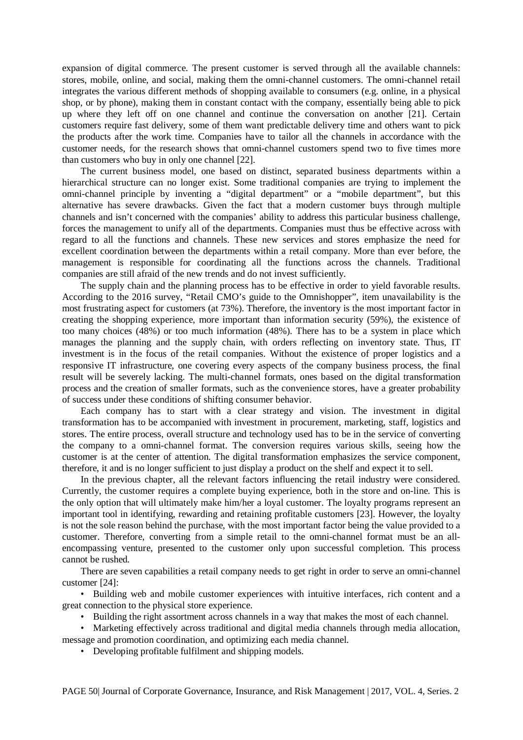expansion of digital commerce. The present customer is served through all the available channels: stores, mobile, online, and social, making them the omni-channel customers. The omni-channel retail integrates the various different methods of shopping available to consumers (e.g. online, in a physical shop, or by phone), making them in constant contact with the company, essentially being able to pick up where they left off on one channel and continue the conversation on another [21]. Certain customers require fast delivery, some of them want predictable delivery time and others want to pick the products after the work time. Companies have to tailor all the channels in accordance with the customer needs, for the research shows that omni-channel customers spend two to five times more than customers who buy in only one channel [22].

The current business model, one based on distinct, separated business departments within a hierarchical structure can no longer exist. Some traditional companies are trying to implement the omni-channel principle by inventing a "digital department" or a "mobile department", but this alternative has severe drawbacks. Given the fact that a modern customer buys through multiple channels and isn't concerned with the companies' ability to address this particular business challenge, forces the management to unify all of the departments. Companies must thus be effective across with regard to all the functions and channels. These new services and stores emphasize the need for excellent coordination between the departments within a retail company. More than ever before, the management is responsible for coordinating all the functions across the channels. Traditional companies are still afraid of the new trends and do not invest sufficiently.

The supply chain and the planning process has to be effective in order to yield favorable results. According to the 2016 survey, "Retail CMO's guide to the Omnishopper", item unavailability is the most frustrating aspect for customers (at 73%). Therefore, the inventory is the most important factor in creating the shopping experience, more important than information security (59%), the existence of too many choices (48%) or too much information (48%). There has to be a system in place which manages the planning and the supply chain, with orders reflecting on inventory state. Thus, IT investment is in the focus of the retail companies. Without the existence of proper logistics and a responsive IT infrastructure, one covering every aspects of the company business process, the final result will be severely lacking. The multi-channel formats, ones based on the digital transformation process and the creation of smaller formats, such as the convenience stores, have a greater probability of success under these conditions of shifting consumer behavior.

Each company has to start with a clear strategy and vision. The investment in digital transformation has to be accompanied with investment in procurement, marketing, staff, logistics and stores. The entire process, overall structure and technology used has to be in the service of converting the company to a omni-channel format. The conversion requires various skills, seeing how the customer is at the center of attention. The digital transformation emphasizes the service component, therefore, it and is no longer sufficient to just display a product on the shelf and expect it to sell.

In the previous chapter, all the relevant factors influencing the retail industry were considered. Currently, the customer requires a complete buying experience, both in the store and on-line. This is the only option that will ultimately make him/her a loyal customer. The loyalty programs represent an important tool in identifying, rewarding and retaining profitable customers [23]. However, the loyalty is not the sole reason behind the purchase, with the most important factor being the value provided to a customer. Therefore, converting from a simple retail to the omni-channel format must be an all-encompassing venture, presented to the customer only upon successful completion. This process cannot be rushed.

There are seven capabilities a retail company needs to get right in order to serve an omni-channel customer [24]:

- Building web and mobile customer experiences with intuitive interfaces, rich content and a great connection to the physical store experience.
- Building the right assortment across channels in a way that makes the most of each channel.
- Marketing effectively across traditional and digital media channels through media allocation, message and promotion coordination, and optimizing each media channel.
- Developing profitable fulfilment and shipping models.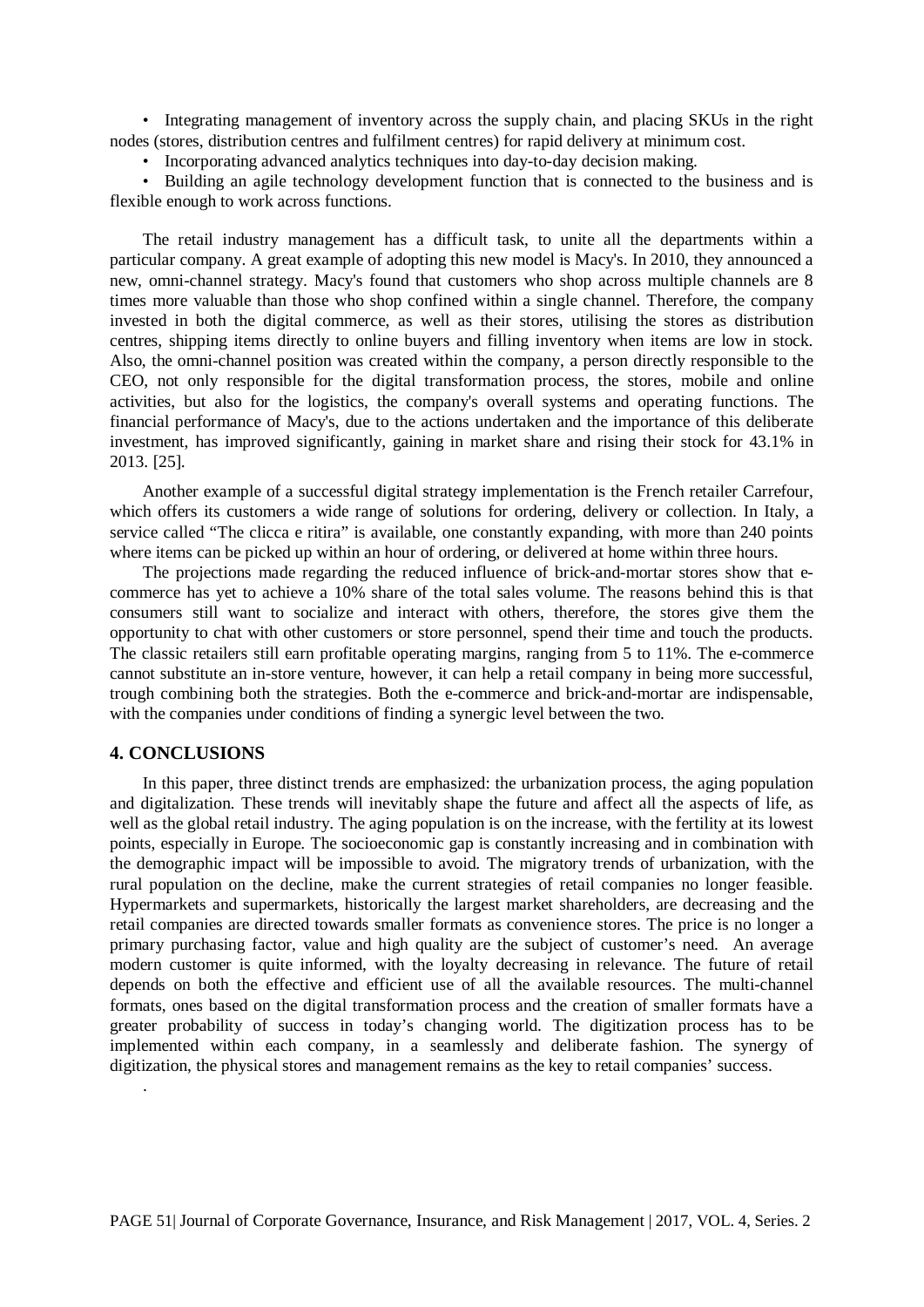- Integrating management of inventory across the supply chain, and placing SKUs in the right nodes (stores, distribution centres and fulfilment centres) for rapid delivery at minimum cost.
- Incorporating advanced analytics techniques into day-to-day decision making.
- Building an agile technology development function that is connected to the business and is flexible enough to work across functions.

The retail industry management has a difficult task, to unite all the departments within a particular company. A great example of adopting this new model is Macy's. In 2010, they announced a new, omni-channel strategy. Macy's found that customers who shop across multiple channels are 8 times more valuable than those who shop confined within a single channel. Therefore, the company invested in both the digital commerce, as well as their stores, utilising the stores as distribution centres, shipping items directly to online buyers and filling inventory when items are low in stock. Also, the omni-channel position was created within the company, a person directly responsible to the CEO, not only responsible for the digital transformation process, the stores, mobile and online activities, but also for the logistics, the company's overall systems and operating functions. The financial performance of Macy's, due to the actions undertaken and the importance of this deliberate investment, has improved significantly, gaining in market share and rising their stock for 43.1% in 2013. [25].

Another example of a successful digital strategy implementation is the French retailer Carrefour, which offers its customers a wide range of solutions for ordering, delivery or collection. In Italy, a service called "The clicca e ritira" is available, one constantly expanding, with more than 240 points where items can be picked up within an hour of ordering, or delivered at home within three hours.

The projections made regarding the reduced influence of brick-and-mortar stores show that e-commerce has yet to achieve a 10% share of the total sales volume. The reasons behind this is that consumers still want to socialize and interact with others, therefore, the stores give them the opportunity to chat with other customers or store personnel, spend their time and touch the products. The classic retailers still earn profitable operating margins, ranging from 5 to 11%. The e-commerce cannot substitute an in-store venture, however, it can help a retail company in being more successful, trough combining both the strategies. Both the e-commerce and brick-and-mortar are indispensable, with the companies under conditions of finding a synergic level between the two.

## 4. CONCLUSIONS

In this paper, three distinct trends are emphasized: the urbanization process, the aging population and digitalization. These trends will inevitably shape the future and affect all the aspects of life, as well as the global retail industry. The aging population is on the increase, with the fertility at its lowest points, especially in Europe. The socioeconomic gap is constantly increasing and in combination with the demographic impact will be impossible to avoid. The migratory trends of urbanization, with the rural population on the decline, make the current strategies of retail companies no longer feasible. Hypermarkets and supermarkets, historically the largest market shareholders, are decreasing and the retail companies are directed towards smaller formats as convenience stores. The price is no longer a primary purchasing factor, value and high quality are the subject of customer's need. An average modern customer is quite informed, with the loyalty decreasing in relevance. The future of retail depends on both the effective and efficient use of all the available resources. The multi-channel formats, ones based on the digital transformation process and the creation of smaller formats have a greater probability of success in today's changing world. The digitization process has to be implemented within each company, in a seamlessly and deliberate fashion. The synergy of digitization, the physical stores and management remains as the key to retail companies' success.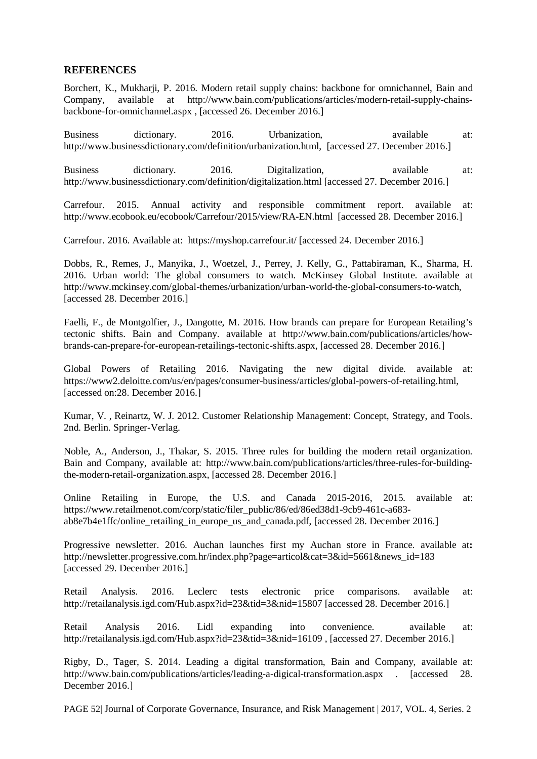## REFERENCES

Borchert, K., Mukharji, P. 2016. Modern retail supply chains: backbone for omnichannel, Bain and Company, available at http://www.bain.com/publications/articles/modern-retail-supply-chains-backbone-for-omnichannel.aspx , [accessed 26. December 2016.]

Business dictionary. 2016. Urbanization, available at: http://www.businessdictionary.com/definition/urbanization.html, [accessed 27. December 2016.]

Business dictionary. 2016. Digitalization, available at: http://www.businessdictionary.com/definition/digitalization.html [accessed 27. December 2016.]

Carrefour. 2015. Annual activity and responsible commitment report. available at: http://www.ecobook.eu/ecobook/Carrefour/2015/view/RA-EN.html [accessed 28. December 2016.]

Carrefour. 2016. Available at: https://myshop.carrefour.it/ [accessed 24. December 2016.]

Dobbs, R., Remes, J., Manyika, J., Woetzel, J., Perrey, J. Kelly, G., Pattabiraman, K., Sharma, H. 2016. Urban world: The global consumers to watch. McKinsey Global Institute. available at http://www.mckinsey.com/global-themes/urbanization/urban-world-the-global-consumers-to-watch, [accessed 28. December 2016.]

Faelli, F., de Montgolfier, J., Dangotte, M. 2016. How brands can prepare for European Retailing's tectonic shifts. Bain and Company. available at http://www.bain.com/publications/articles/how-brands-can-prepare-for-european-retailings-tectonic-shifts.aspx, [accessed 28. December 2016.]

Global Powers of Retailing 2016. Navigating the new digital divide. available at: https://www2.deloitte.com/us/en/pages/consumer-business/articles/global-powers-of-retailing.html, [accessed on:28. December 2016.]

Kumar, V. , Reinartz, W. J. 2012. Customer Relationship Management: Concept, Strategy, and Tools. 2nd. Berlin. Springer-Verlag.

Noble, A., Anderson, J., Thakar, S. 2015. Three rules for building the modern retail organization. Bain and Company, available at: http://www.bain.com/publications/articles/three-rules-for-building-the-modern-retail-organization.aspx, [accessed 28. December 2016.]

Online Retailing in Europe, the U.S. and Canada 2015-2016, 2015. available at: https://www.retailmenot.com/corp/static/filer_public/86/ed/86ed38d1-9cb9-461c-a683-ab8e7b4e1ffc/online_retailing_in_europe_us_and_canada.pdf, [accessed 28. December 2016.]

Progressive newsletter. 2016. Auchan launches first my Auchan store in France. available at**:** http://newsletter.progressive.com.hr/index.php?page=articol&cat=3&id=5661&news_id=183 [accessed 29. December 2016.]

Retail Analysis. 2016. Leclerc tests electronic price comparisons. available at: http://retailanalysis.igd.com/Hub.aspx?id=23&tid=3&nid=15807 [accessed 28. December 2016.]

Retail Analysis 2016. Lidl expanding into convenience. available at: http://retailanalysis.igd.com/Hub.aspx?id=23&tid=3&nid=16109 , [accessed 27. December 2016.]

Rigby, D., Tager, S. 2014. Leading a digital transformation, Bain and Company, available at: http://www.bain.com/publications/articles/leading-a-digical-transformation.aspx . [accessed 28. December 2016.]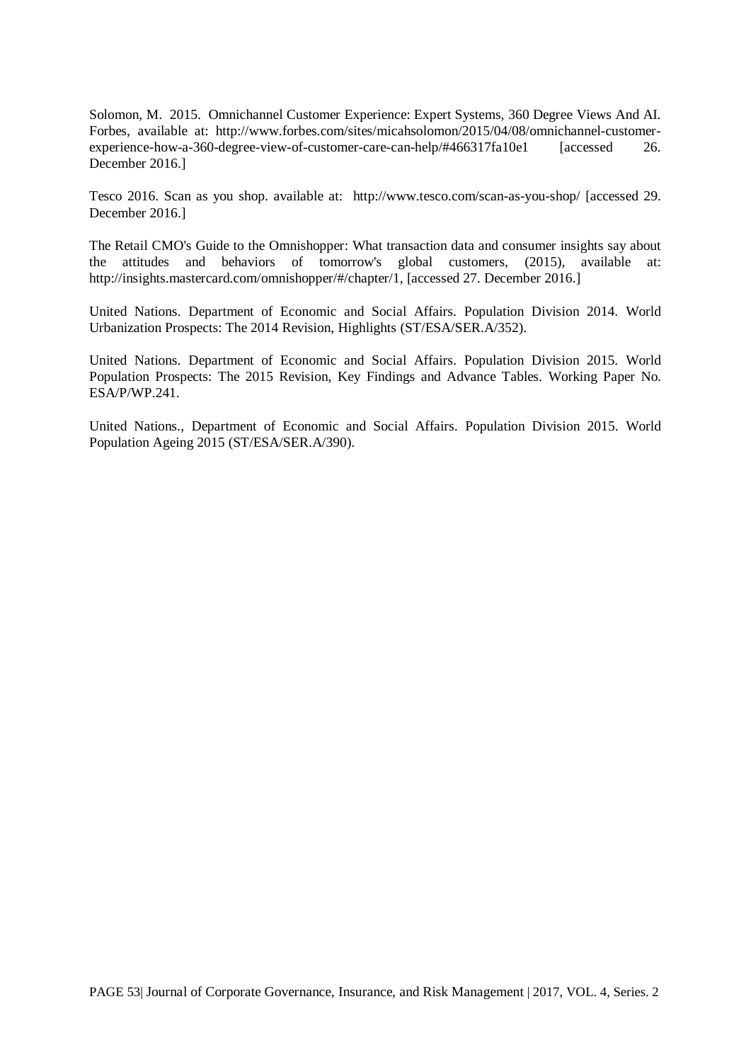Solomon, M. 2015. Omnichannel Customer Experience: Expert Systems, 360 Degree Views And AI. Forbes, available at: http://www.forbes.com/sites/micahsolomon/2015/04/08/omnichannel-customer-experience-how-a-360-degree-view-of-customer-care-can-help/#466317fa10e1 [accessed 26. December 2016.]

Tesco 2016. Scan as you shop. available at: http://www.tesco.com/scan-as-you-shop/ [accessed 29. December 2016.]

The Retail CMO's Guide to the Omnishopper: What transaction data and consumer insights say about the attitudes and behaviors of tomorrow's global customers, (2015), available at: http://insights.mastercard.com/omnishopper/#/chapter/1, [accessed 27. December 2016.]

United Nations. Department of Economic and Social Affairs. Population Division 2014. World Urbanization Prospects: The 2014 Revision, Highlights (ST/ESA/SER.A/352).

United Nations. Department of Economic and Social Affairs. Population Division 2015. World Population Prospects: The 2015 Revision, Key Findings and Advance Tables. Working Paper No. ESA/P/WP.241.

United Nations., Department of Economic and Social Affairs. Population Division 2015. World Population Ageing 2015 (ST/ESA/SER.A/390).